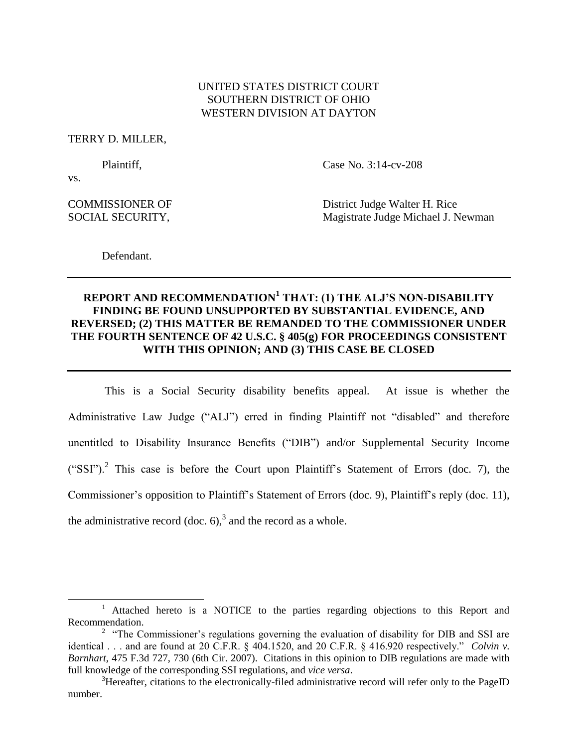UNITED STATES DISTRICT COURT
SOUTHERN DISTRICT OF OHIO
WESTERN DIVISION AT DAYTON

TERRY D. MILLER,

Plaintiff,

vs.

Case No. 3:14-cv-208

COMMISSIONER OF SOCIAL SECURITY,

District Judge Walter H. Rice
Magistrate Judge Michael J. Newman

Defendant.

---

**REPORT AND RECOMMENDATION[1] THAT: (1) THE ALJ'S NON-DISABILITY FINDING BE FOUND UNSUPPORTED BY SUBSTANTIAL EVIDENCE, AND REVERSED; (2) THIS MATTER BE REMANDED TO THE COMMISSIONER UNDER THE FOURTH SENTENCE OF 42 U.S.C. § 405(g) FOR PROCEEDINGS CONSISTENT WITH THIS OPINION; AND (3) THIS CASE BE CLOSED**

---

This is a Social Security disability benefits appeal. At issue is whether the Administrative Law Judge ("ALJ") erred in finding Plaintiff not "disabled" and therefore unentitled to Disability Insurance Benefits ("DIB") and/or Supplemental Security Income ("SSI").[2] This case is before the Court upon Plaintiff's Statement of Errors (doc. 7), the Commissioner's opposition to Plaintiff's Statement of Errors (doc. 9), Plaintiff's reply (doc. 11), the administrative record (doc. 6),[3] and the record as a whole.

---

[1] Attached hereto is a NOTICE to the parties regarding objections to this Report and Recommendation.

[2] "The Commissioner's regulations governing the evaluation of disability for DIB and SSI are identical . . . and are found at 20 C.F.R. § 404.1520, and 20 C.F.R. § 416.920 respectively." *Colvin v. Barnhart*, 475 F.3d 727, 730 (6th Cir. 2007). Citations in this opinion to DIB regulations are made with full knowledge of the corresponding SSI regulations, and *vice versa*.

[3] Hereafter, citations to the electronically-filed administrative record will refer only to the PageID number.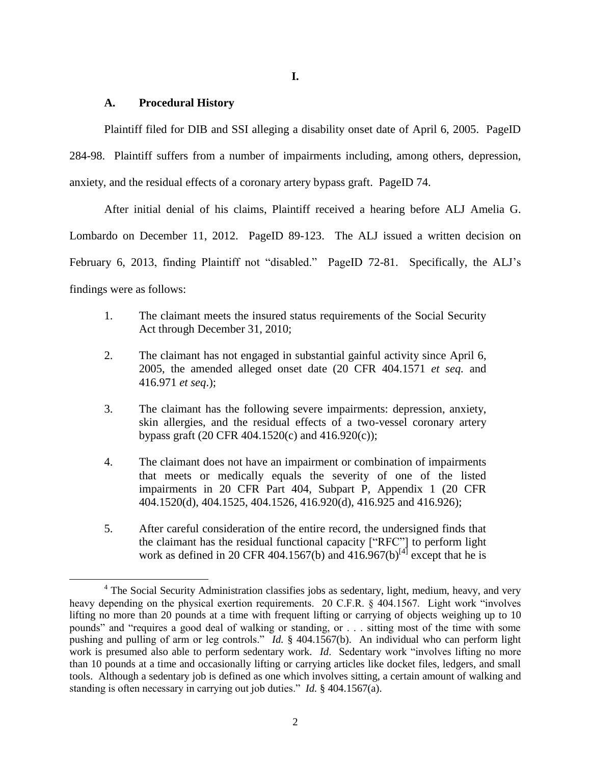# I.

## A. Procedural History

Plaintiff filed for DIB and SSI alleging a disability onset date of April 6, 2005. PageID 284-98. Plaintiff suffers from a number of impairments including, among others, depression, anxiety, and the residual effects of a coronary artery bypass graft. PageID 74.

After initial denial of his claims, Plaintiff received a hearing before ALJ Amelia G. Lombardo on December 11, 2012. PageID 89-123. The ALJ issued a written decision on February 6, 2013, finding Plaintiff not "disabled." PageID 72-81. Specifically, the ALJ's findings were as follows:

> 1. The claimant meets the insured status requirements of the Social Security Act through December 31, 2010;
>
> 2. The claimant has not engaged in substantial gainful activity since April 6, 2005, the amended alleged onset date (20 CFR 404.1571 *et seq.* and 416.971 *et seq*.);
>
> 3. The claimant has the following severe impairments: depression, anxiety, skin allergies, and the residual effects of a two-vessel coronary artery bypass graft (20 CFR 404.1520(c) and 416.920(c));
>
> 4. The claimant does not have an impairment or combination of impairments that meets or medically equals the severity of one of the listed impairments in 20 CFR Part 404, Subpart P, Appendix 1 (20 CFR 404.1520(d), 404.1525, 404.1526, 416.920(d), 416.925 and 416.926);
>
> 5. After careful consideration of the entire record, the undersigned finds that the claimant has the residual functional capacity ["RFC"] to perform light work as defined in 20 CFR 404.1567(b) and 416.967(b)[4] except that he is

[4] The Social Security Administration classifies jobs as sedentary, light, medium, heavy, and very heavy depending on the physical exertion requirements. 20 C.F.R. § 404.1567. Light work "involves lifting no more than 20 pounds at a time with frequent lifting or carrying of objects weighing up to 10 pounds" and "requires a good deal of walking or standing, or . . . sitting most of the time with some pushing and pulling of arm or leg controls." *Id.* § 404.1567(b). An individual who can perform light work is presumed also able to perform sedentary work. *Id*. Sedentary work "involves lifting no more than 10 pounds at a time and occasionally lifting or carrying articles like docket files, ledgers, and small tools. Although a sedentary job is defined as one which involves sitting, a certain amount of walking and standing is often necessary in carrying out job duties." *Id.* § 404.1567(a).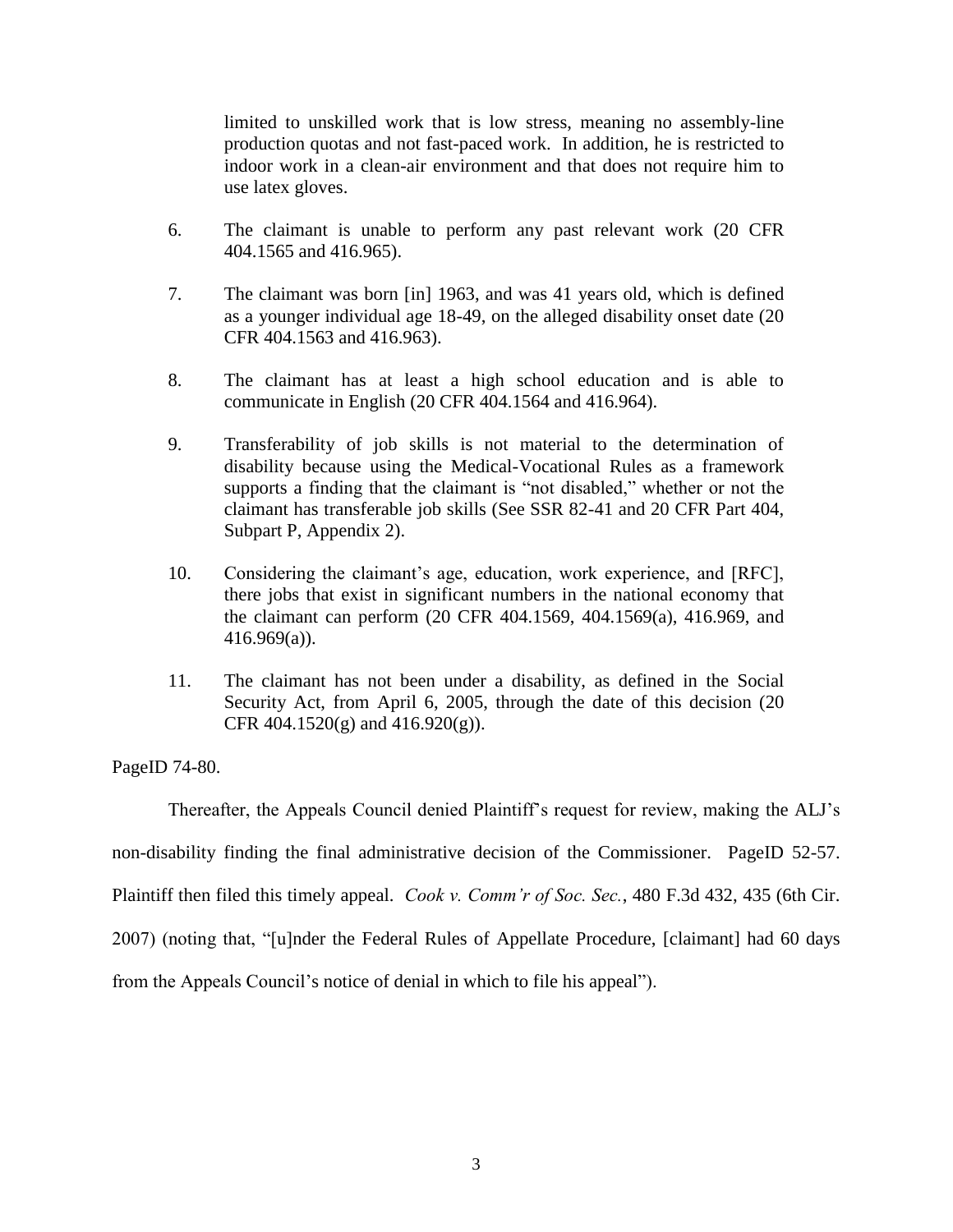limited to unskilled work that is low stress, meaning no assembly-line production quotas and not fast-paced work. In addition, he is restricted to indoor work in a clean-air environment and that does not require him to use latex gloves.

6. The claimant is unable to perform any past relevant work (20 CFR 404.1565 and 416.965).

7. The claimant was born [in] 1963, and was 41 years old, which is defined as a younger individual age 18-49, on the alleged disability onset date (20 CFR 404.1563 and 416.963).

8. The claimant has at least a high school education and is able to communicate in English (20 CFR 404.1564 and 416.964).

9. Transferability of job skills is not material to the determination of disability because using the Medical-Vocational Rules as a framework supports a finding that the claimant is "not disabled," whether or not the claimant has transferable job skills (See SSR 82-41 and 20 CFR Part 404, Subpart P, Appendix 2).

10. Considering the claimant's age, education, work experience, and [RFC], there jobs that exist in significant numbers in the national economy that the claimant can perform (20 CFR 404.1569, 404.1569(a), 416.969, and 416.969(a)).

11. The claimant has not been under a disability, as defined in the Social Security Act, from April 6, 2005, through the date of this decision (20 CFR 404.1520(g) and 416.920(g)).

PageID 74-80.

Thereafter, the Appeals Council denied Plaintiff's request for review, making the ALJ's non-disability finding the final administrative decision of the Commissioner. PageID 52-57. Plaintiff then filed this timely appeal. *Cook v. Comm'r of Soc. Sec.*, 480 F.3d 432, 435 (6th Cir. 2007) (noting that, "[u]nder the Federal Rules of Appellate Procedure, [claimant] had 60 days from the Appeals Council's notice of denial in which to file his appeal").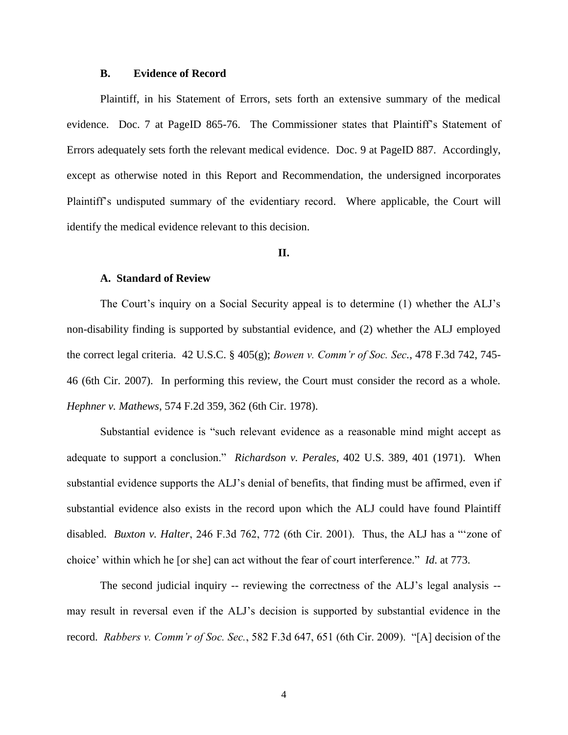### B. Evidence of Record

Plaintiff, in his Statement of Errors, sets forth an extensive summary of the medical evidence. Doc. 7 at PageID 865-76. The Commissioner states that Plaintiff's Statement of Errors adequately sets forth the relevant medical evidence. Doc. 9 at PageID 887. Accordingly, except as otherwise noted in this Report and Recommendation, the undersigned incorporates Plaintiff's undisputed summary of the evidentiary record. Where applicable, the Court will identify the medical evidence relevant to this decision.

## II.

### A. Standard of Review

The Court's inquiry on a Social Security appeal is to determine (1) whether the ALJ's non-disability finding is supported by substantial evidence, and (2) whether the ALJ employed the correct legal criteria. 42 U.S.C. § 405(g); *Bowen v. Comm'r of Soc. Sec.*, 478 F.3d 742, 745-46 (6th Cir. 2007). In performing this review, the Court must consider the record as a whole. *Hephner v. Mathews*, 574 F.2d 359, 362 (6th Cir. 1978).

Substantial evidence is "such relevant evidence as a reasonable mind might accept as adequate to support a conclusion." *Richardson v. Perales*, 402 U.S. 389, 401 (1971). When substantial evidence supports the ALJ's denial of benefits, that finding must be affirmed, even if substantial evidence also exists in the record upon which the ALJ could have found Plaintiff disabled. *Buxton v. Halter*, 246 F.3d 762, 772 (6th Cir. 2001). Thus, the ALJ has a "'zone of choice' within which he [or she] can act without the fear of court interference." *Id.* at 773.

The second judicial inquiry -- reviewing the correctness of the ALJ's legal analysis -- may result in reversal even if the ALJ's decision is supported by substantial evidence in the record. *Rabbers v. Comm'r of Soc. Sec.*, 582 F.3d 647, 651 (6th Cir. 2009). "[A] decision of the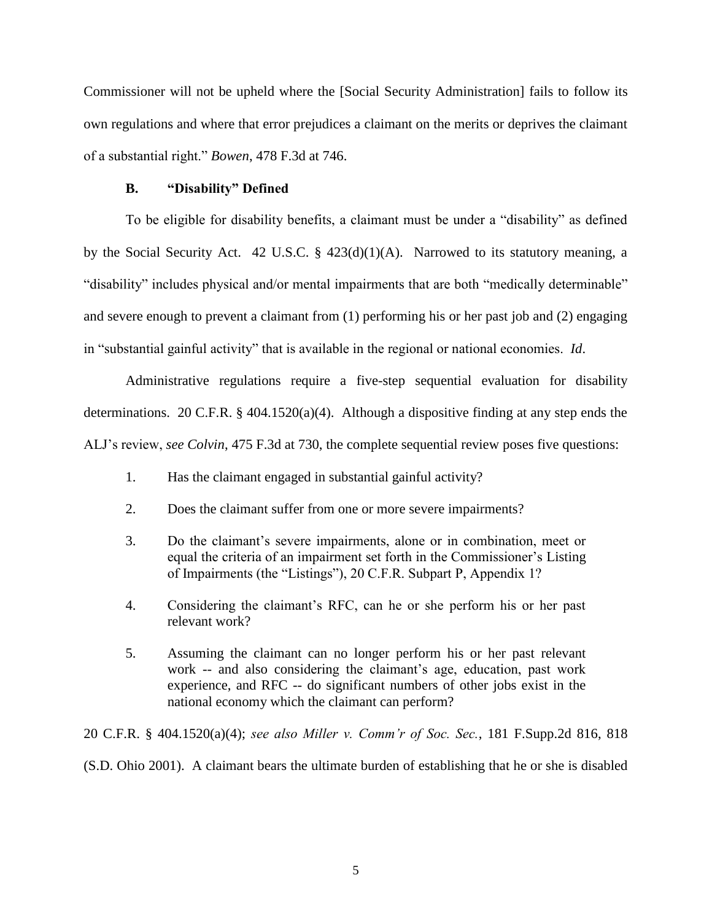Commissioner will not be upheld where the [Social Security Administration] fails to follow its own regulations and where that error prejudices a claimant on the merits or deprives the claimant of a substantial right." *Bowen*, 478 F.3d at 746.

### B. "Disability" Defined

To be eligible for disability benefits, a claimant must be under a "disability" as defined by the Social Security Act. 42 U.S.C. § 423(d)(1)(A). Narrowed to its statutory meaning, a "disability" includes physical and/or mental impairments that are both "medically determinable" and severe enough to prevent a claimant from (1) performing his or her past job and (2) engaging in "substantial gainful activity" that is available in the regional or national economies. *Id*.

Administrative regulations require a five-step sequential evaluation for disability determinations. 20 C.F.R. § 404.1520(a)(4). Although a dispositive finding at any step ends the ALJ's review, *see Colvin*, 475 F.3d at 730, the complete sequential review poses five questions:

1. Has the claimant engaged in substantial gainful activity?
2. Does the claimant suffer from one or more severe impairments?
3. Do the claimant's severe impairments, alone or in combination, meet or equal the criteria of an impairment set forth in the Commissioner's Listing of Impairments (the "Listings"), 20 C.F.R. Subpart P, Appendix 1?
4. Considering the claimant's RFC, can he or she perform his or her past relevant work?
5. Assuming the claimant can no longer perform his or her past relevant work -- and also considering the claimant's age, education, past work experience, and RFC -- do significant numbers of other jobs exist in the national economy which the claimant can perform?

20 C.F.R. § 404.1520(a)(4); *see also Miller v. Comm'r of Soc. Sec.*, 181 F.Supp.2d 816, 818 (S.D. Ohio 2001). A claimant bears the ultimate burden of establishing that he or she is disabled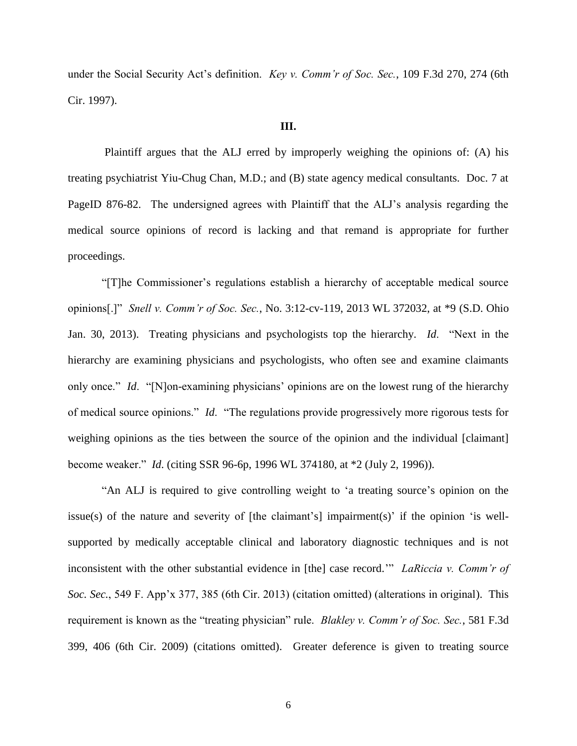under the Social Security Act's definition. *Key v. Comm'r of Soc. Sec.*, 109 F.3d 270, 274 (6th Cir. 1997).

## III.

Plaintiff argues that the ALJ erred by improperly weighing the opinions of: (A) his treating psychiatrist Yiu-Chug Chan, M.D.; and (B) state agency medical consultants. Doc. 7 at PageID 876-82. The undersigned agrees with Plaintiff that the ALJ's analysis regarding the medical source opinions of record is lacking and that remand is appropriate for further proceedings.

"[T]he Commissioner's regulations establish a hierarchy of acceptable medical source opinions[.]" *Snell v. Comm'r of Soc. Sec.*, No. 3:12-cv-119, 2013 WL 372032, at *9 (S.D. Ohio Jan. 30, 2013). Treating physicians and psychologists top the hierarchy. *Id*. "Next in the hierarchy are examining physicians and psychologists, who often see and examine claimants only once." *Id*. "[N]on-examining physicians' opinions are on the lowest rung of the hierarchy of medical source opinions." *Id*. "The regulations provide progressively more rigorous tests for weighing opinions as the ties between the source of the opinion and the individual [claimant] become weaker." *Id*. (citing SSR 96-6p, 1996 WL 374180, at *2 (July 2, 1996)).

"An ALJ is required to give controlling weight to 'a treating source's opinion on the issue(s) of the nature and severity of [the claimant's] impairment(s)' if the opinion 'is well-supported by medically acceptable clinical and laboratory diagnostic techniques and is not inconsistent with the other substantial evidence in [the] case record.'" *LaRiccia v. Comm'r of Soc. Sec.*, 549 F. App'x 377, 385 (6th Cir. 2013) (citation omitted) (alterations in original). This requirement is known as the "treating physician" rule. *Blakley v. Comm'r of Soc. Sec.*, 581 F.3d 399, 406 (6th Cir. 2009) (citations omitted). Greater deference is given to treating source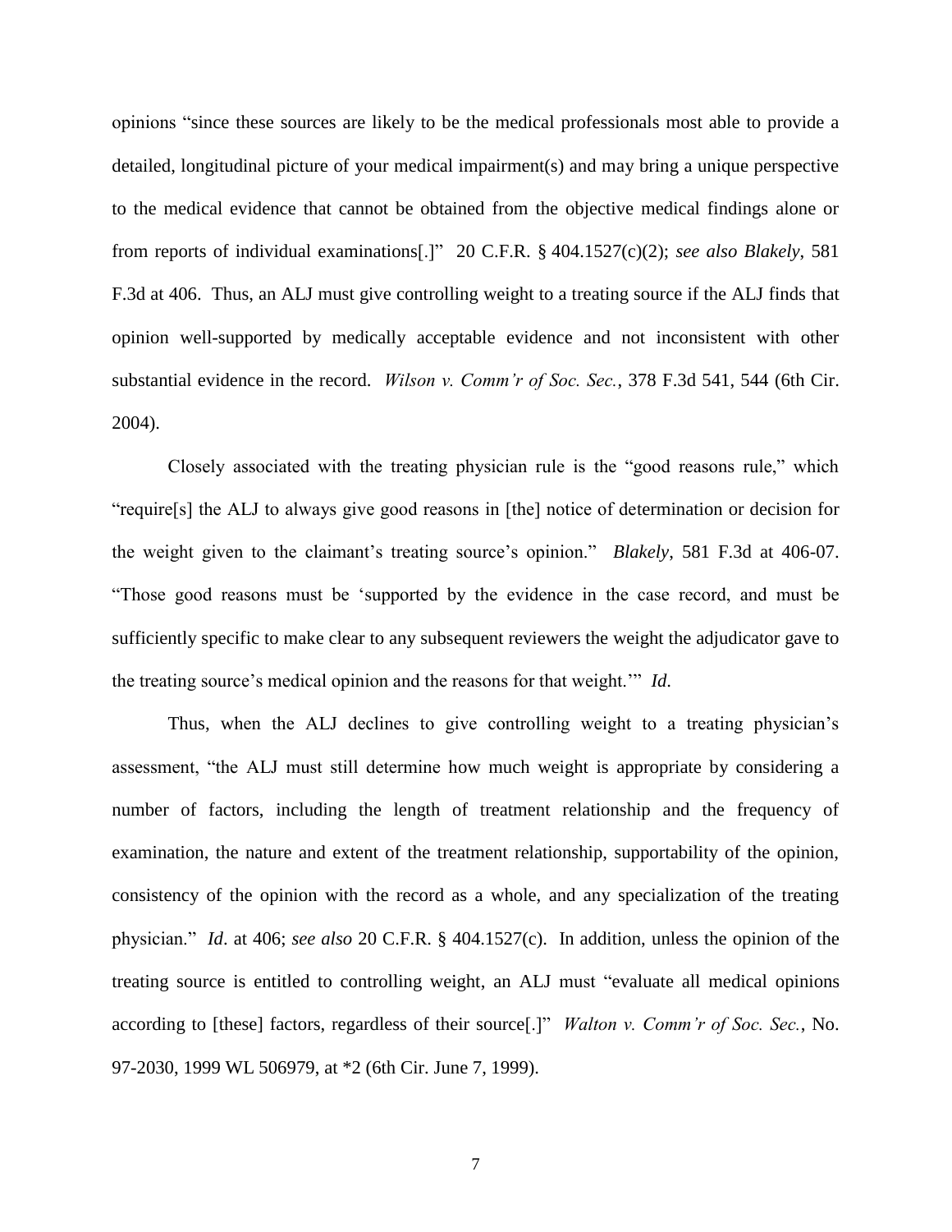opinions "since these sources are likely to be the medical professionals most able to provide a detailed, longitudinal picture of your medical impairment(s) and may bring a unique perspective to the medical evidence that cannot be obtained from the objective medical findings alone or from reports of individual examinations[.]" 20 C.F.R. § 404.1527(c)(2); *see also Blakely*, 581 F.3d at 406. Thus, an ALJ must give controlling weight to a treating source if the ALJ finds that opinion well-supported by medically acceptable evidence and not inconsistent with other substantial evidence in the record. *Wilson v. Comm'r of Soc. Sec.*, 378 F.3d 541, 544 (6th Cir. 2004).

Closely associated with the treating physician rule is the "good reasons rule," which "require[s] the ALJ to always give good reasons in [the] notice of determination or decision for the weight given to the claimant's treating source's opinion." *Blakely*, 581 F.3d at 406-07. "Those good reasons must be 'supported by the evidence in the case record, and must be sufficiently specific to make clear to any subsequent reviewers the weight the adjudicator gave to the treating source's medical opinion and the reasons for that weight.'" *Id.*

Thus, when the ALJ declines to give controlling weight to a treating physician's assessment, "the ALJ must still determine how much weight is appropriate by considering a number of factors, including the length of treatment relationship and the frequency of examination, the nature and extent of the treatment relationship, supportability of the opinion, consistency of the opinion with the record as a whole, and any specialization of the treating physician." *Id*. at 406; *see also* 20 C.F.R. § 404.1527(c). In addition, unless the opinion of the treating source is entitled to controlling weight, an ALJ must "evaluate all medical opinions according to [these] factors, regardless of their source[.]" *Walton v. Comm'r of Soc. Sec.*, No. 97-2030, 1999 WL 506979, at *2 (6th Cir. June 7, 1999).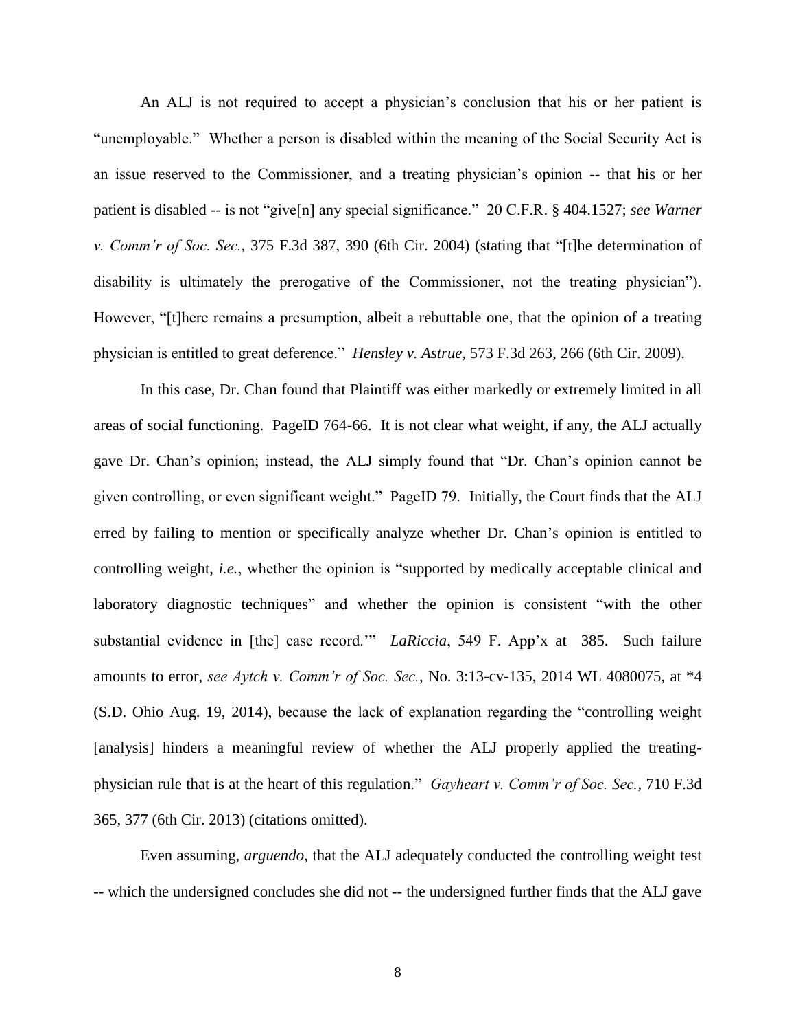An ALJ is not required to accept a physician's conclusion that his or her patient is "unemployable." Whether a person is disabled within the meaning of the Social Security Act is an issue reserved to the Commissioner, and a treating physician's opinion -- that his or her patient is disabled -- is not "give[n] any special significance." 20 C.F.R. § 404.1527; *see Warner v. Comm'r of Soc. Sec.*, 375 F.3d 387, 390 (6th Cir. 2004) (stating that "[t]he determination of disability is ultimately the prerogative of the Commissioner, not the treating physician"). However, "[t]here remains a presumption, albeit a rebuttable one, that the opinion of a treating physician is entitled to great deference." *Hensley v. Astrue*, 573 F.3d 263, 266 (6th Cir. 2009).

In this case, Dr. Chan found that Plaintiff was either markedly or extremely limited in all areas of social functioning. PageID 764-66. It is not clear what weight, if any, the ALJ actually gave Dr. Chan's opinion; instead, the ALJ simply found that "Dr. Chan's opinion cannot be given controlling, or even significant weight." PageID 79. Initially, the Court finds that the ALJ erred by failing to mention or specifically analyze whether Dr. Chan's opinion is entitled to controlling weight, *i.e.*, whether the opinion is "supported by medically acceptable clinical and laboratory diagnostic techniques" and whether the opinion is consistent "with the other substantial evidence in [the] case record.'" *LaRiccia*, 549 F. App'x at 385. Such failure amounts to error, *see Aytch v. Comm'r of Soc. Sec.*, No. 3:13-cv-135, 2014 WL 4080075, at *4 (S.D. Ohio Aug. 19, 2014), because the lack of explanation regarding the "controlling weight [analysis] hinders a meaningful review of whether the ALJ properly applied the treating-physician rule that is at the heart of this regulation." *Gayheart v. Comm'r of Soc. Sec.*, 710 F.3d 365, 377 (6th Cir. 2013) (citations omitted).

Even assuming, *arguendo*, that the ALJ adequately conducted the controlling weight test -- which the undersigned concludes she did not -- the undersigned further finds that the ALJ gave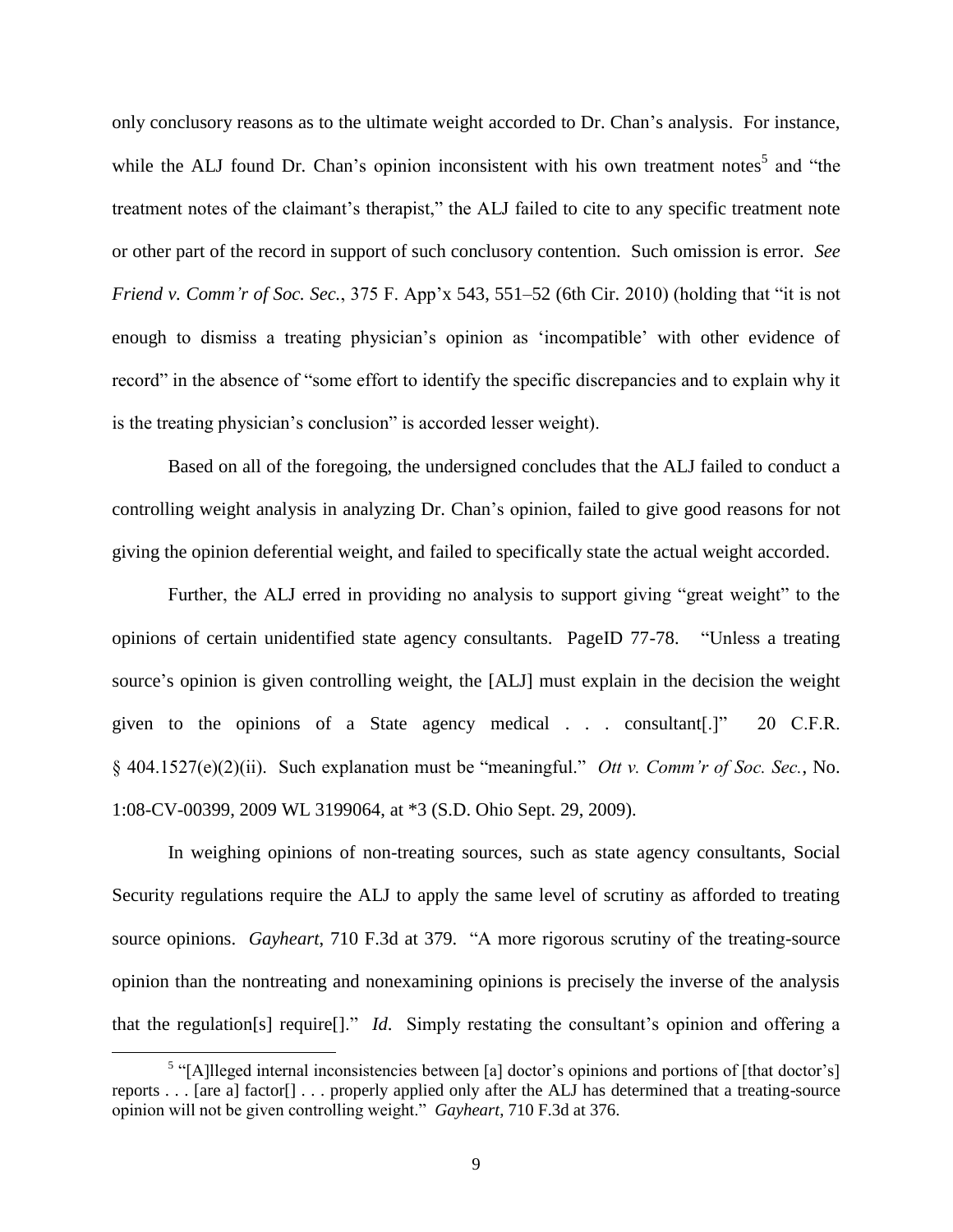only conclusory reasons as to the ultimate weight accorded to Dr. Chan's analysis. For instance, while the ALJ found Dr. Chan's opinion inconsistent with his own treatment notes[5] and "the treatment notes of the claimant's therapist," the ALJ failed to cite to any specific treatment note or other part of the record in support of such conclusory contention. Such omission is error. *See Friend v. Comm'r of Soc. Sec.*, 375 F. App'x 543, 551–52 (6th Cir. 2010) (holding that "it is not enough to dismiss a treating physician's opinion as 'incompatible' with other evidence of record" in the absence of "some effort to identify the specific discrepancies and to explain why it is the treating physician's conclusion" is accorded lesser weight).

Based on all of the foregoing, the undersigned concludes that the ALJ failed to conduct a controlling weight analysis in analyzing Dr. Chan's opinion, failed to give good reasons for not giving the opinion deferential weight, and failed to specifically state the actual weight accorded.

Further, the ALJ erred in providing no analysis to support giving "great weight" to the opinions of certain unidentified state agency consultants. PageID 77-78. "Unless a treating source's opinion is given controlling weight, the [ALJ] must explain in the decision the weight given to the opinions of a State agency medical . . . consultant[.]" 20 C.F.R. § 404.1527(e)(2)(ii). Such explanation must be "meaningful." *Ott v. Comm'r of Soc. Sec.*, No. 1:08-CV-00399, 2009 WL 3199064, at *3 (S.D. Ohio Sept. 29, 2009).

In weighing opinions of non-treating sources, such as state agency consultants, Social Security regulations require the ALJ to apply the same level of scrutiny as afforded to treating source opinions. *Gayheart*, 710 F.3d at 379. "A more rigorous scrutiny of the treating-source opinion than the nontreating and nonexamining opinions is precisely the inverse of the analysis that the regulation[s] require[]." *Id*. Simply restating the consultant's opinion and offering a

[5] "[A]lleged internal inconsistencies between [a] doctor's opinions and portions of [that doctor's] reports . . . [are a] factor[] . . . properly applied only after the ALJ has determined that a treating-source opinion will not be given controlling weight." *Gayheart*, 710 F.3d at 376.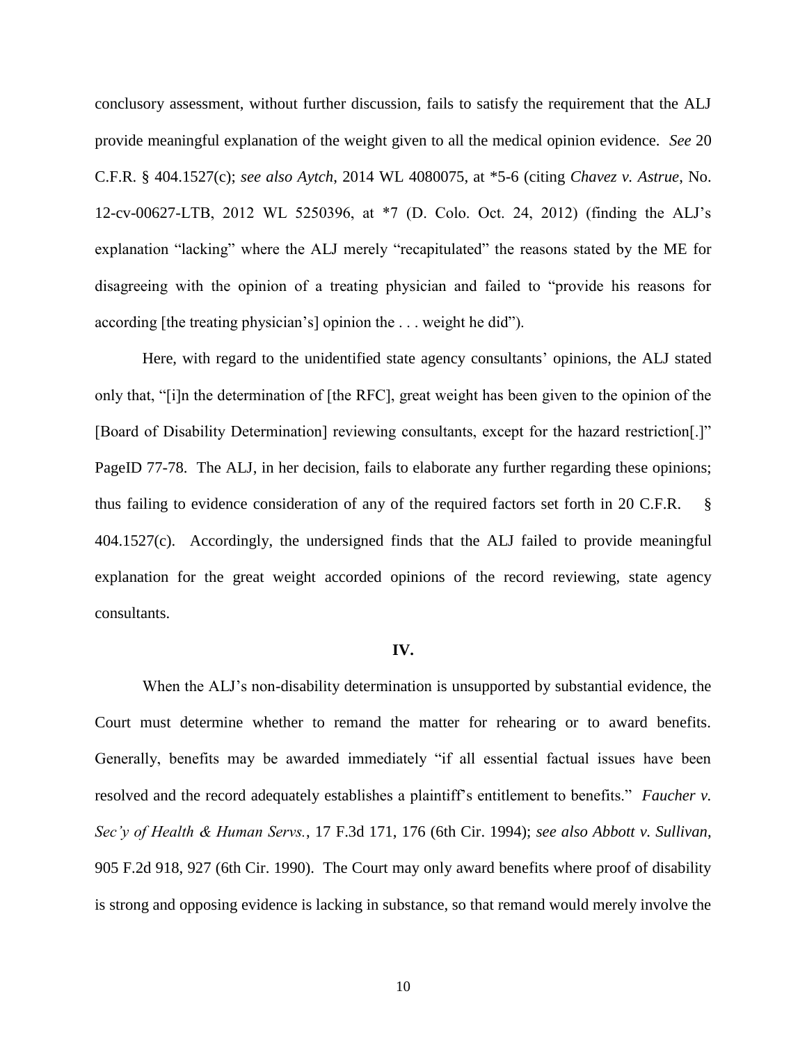conclusory assessment, without further discussion, fails to satisfy the requirement that the ALJ provide meaningful explanation of the weight given to all the medical opinion evidence. *See* 20 C.F.R. § 404.1527(c); *see also Aytch*, 2014 WL 4080075, at *5-6 (citing *Chavez v. Astrue*, No. 12-cv-00627-LTB, 2012 WL 5250396, at *7 (D. Colo. Oct. 24, 2012) (finding the ALJ's explanation "lacking" where the ALJ merely "recapitulated" the reasons stated by the ME for disagreeing with the opinion of a treating physician and failed to "provide his reasons for according [the treating physician's] opinion the . . . weight he did").

Here, with regard to the unidentified state agency consultants' opinions, the ALJ stated only that, "[i]n the determination of [the RFC], great weight has been given to the opinion of the [Board of Disability Determination] reviewing consultants, except for the hazard restriction[.]" PageID 77-78. The ALJ, in her decision, fails to elaborate any further regarding these opinions; thus failing to evidence consideration of any of the required factors set forth in 20 C.F.R. § 404.1527(c). Accordingly, the undersigned finds that the ALJ failed to provide meaningful explanation for the great weight accorded opinions of the record reviewing, state agency consultants.

## IV.

When the ALJ's non-disability determination is unsupported by substantial evidence, the Court must determine whether to remand the matter for rehearing or to award benefits. Generally, benefits may be awarded immediately "if all essential factual issues have been resolved and the record adequately establishes a plaintiff's entitlement to benefits." *Faucher v. Sec'y of Health & Human Servs.*, 17 F.3d 171, 176 (6th Cir. 1994); *see also Abbott v. Sullivan*, 905 F.2d 918, 927 (6th Cir. 1990). The Court may only award benefits where proof of disability is strong and opposing evidence is lacking in substance, so that remand would merely involve the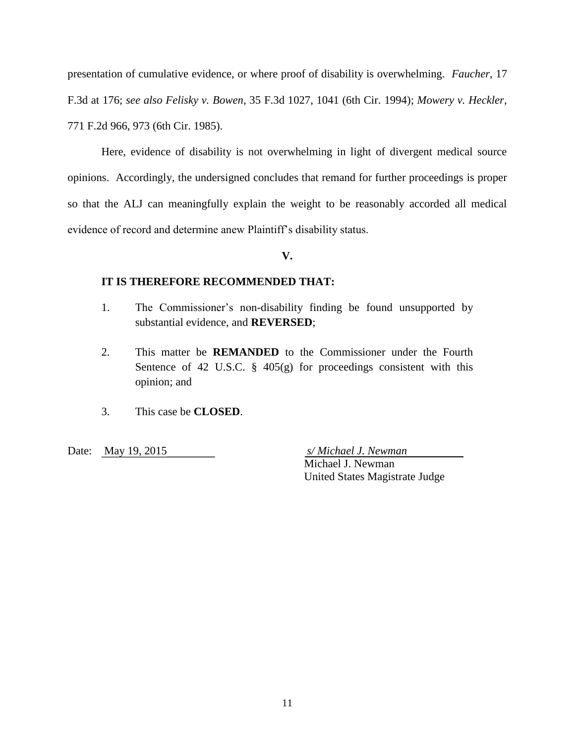presentation of cumulative evidence, or where proof of disability is overwhelming. *Faucher*, 17 F.3d at 176; *see also Felisky v. Bowen*, 35 F.3d 1027, 1041 (6th Cir. 1994); *Mowery v. Heckler*, 771 F.2d 966, 973 (6th Cir. 1985).

Here, evidence of disability is not overwhelming in light of divergent medical source opinions. Accordingly, the undersigned concludes that remand for further proceedings is proper so that the ALJ can meaningfully explain the weight to be reasonably accorded all medical evidence of record and determine anew Plaintiff's disability status.

**V.**

**IT IS THEREFORE RECOMMENDED THAT:**

1. The Commissioner's non-disability finding be found unsupported by substantial evidence, and **REVERSED**;

2. This matter be **REMANDED** to the Commissioner under the Fourth Sentence of 42 U.S.C. § 405(g) for proceedings consistent with this opinion; and

3. This case be **CLOSED**.

Date: May 19, 2015

*s/ Michael J. Newman*
Michael J. Newman
United States Magistrate Judge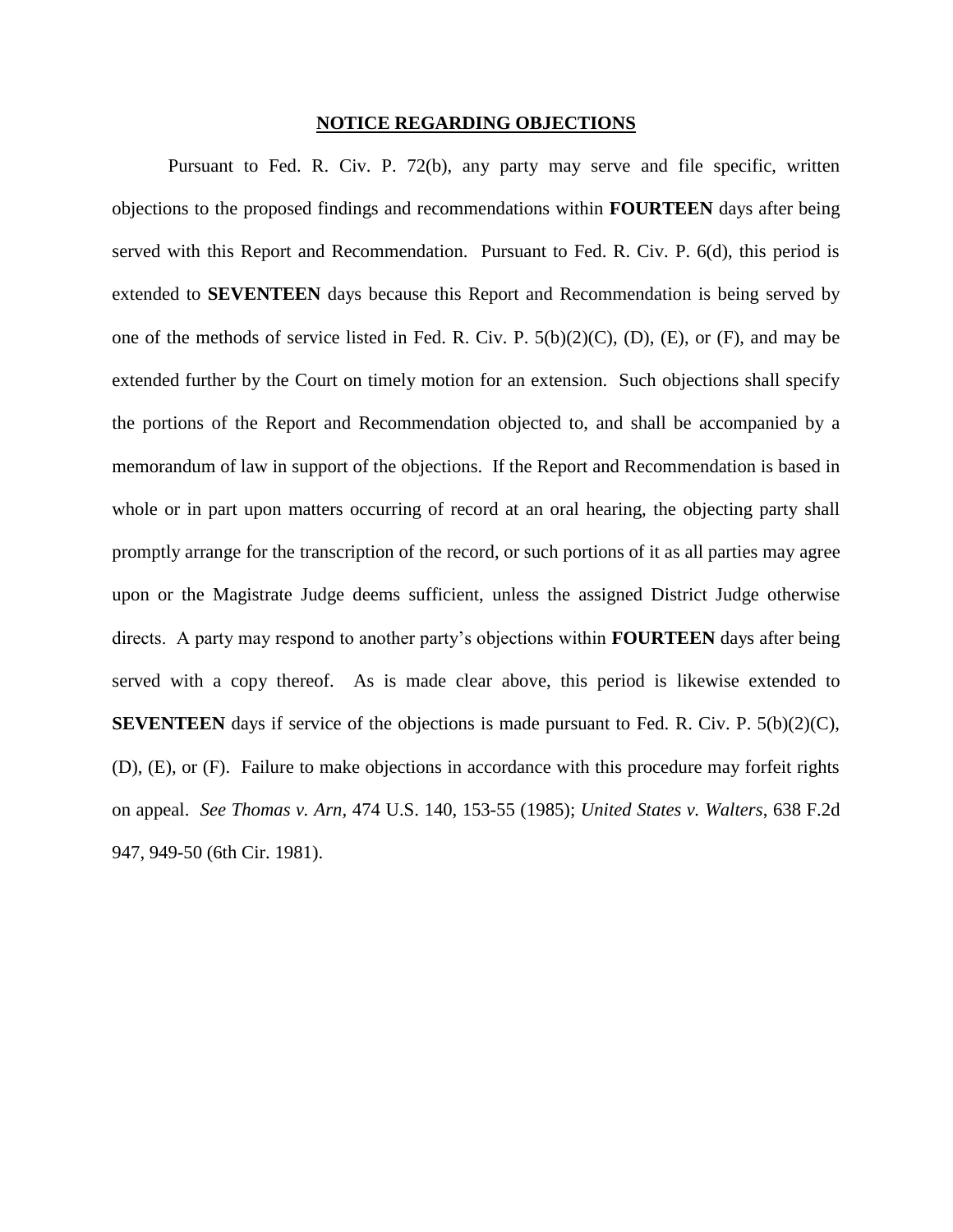## NOTICE REGARDING OBJECTIONS

Pursuant to Fed. R. Civ. P. 72(b), any party may serve and file specific, written objections to the proposed findings and recommendations within **FOURTEEN** days after being served with this Report and Recommendation. Pursuant to Fed. R. Civ. P. 6(d), this period is extended to **SEVENTEEN** days because this Report and Recommendation is being served by one of the methods of service listed in Fed. R. Civ. P. 5(b)(2)(C), (D), (E), or (F), and may be extended further by the Court on timely motion for an extension. Such objections shall specify the portions of the Report and Recommendation objected to, and shall be accompanied by a memorandum of law in support of the objections. If the Report and Recommendation is based in whole or in part upon matters occurring of record at an oral hearing, the objecting party shall promptly arrange for the transcription of the record, or such portions of it as all parties may agree upon or the Magistrate Judge deems sufficient, unless the assigned District Judge otherwise directs. A party may respond to another party's objections within **FOURTEEN** days after being served with a copy thereof. As is made clear above, this period is likewise extended to **SEVENTEEN** days if service of the objections is made pursuant to Fed. R. Civ. P. 5(b)(2)(C), (D), (E), or (F). Failure to make objections in accordance with this procedure may forfeit rights on appeal. *See Thomas v. Arn*, 474 U.S. 140, 153-55 (1985); *United States v. Walters*, 638 F.2d 947, 949-50 (6th Cir. 1981).